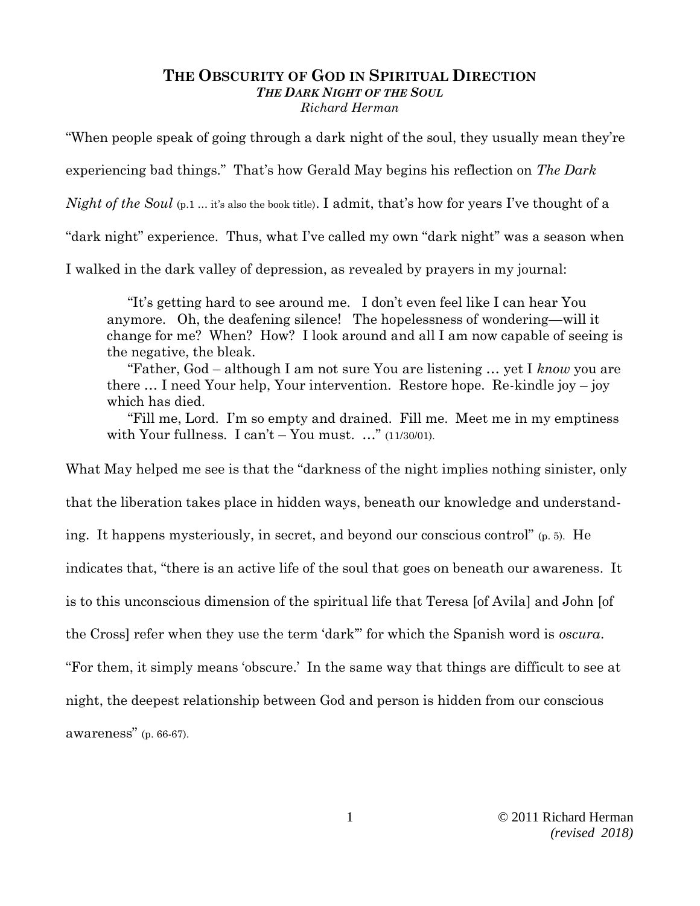# The Obscurity of God in Spiritual Direction

***The Dark Night of the Soul***

*Richard Herman*

"When people speak of going through a dark night of the soul, they usually mean they're experiencing bad things." That's how Gerald May begins his reflection on *The Dark Night of the Soul* (p.1 … it's also the book title). I admit, that's how for years I've thought of a "dark night" experience. Thus, what I've called my own "dark night" was a season when I walked in the dark valley of depression, as revealed by prayers in my journal:

> "It's getting hard to see around me. I don't even feel like I can hear You anymore. Oh, the deafening silence! The hopelessness of wondering—will it change for me? When? How? I look around and all I am now capable of seeing is the negative, the bleak.
>
> "Father, God – although I am not sure You are listening … yet I *know* you are there … I need Your help, Your intervention. Restore hope. Re-kindle joy – joy which has died.
>
> "Fill me, Lord. I'm so empty and drained. Fill me. Meet me in my emptiness with Your fullness. I can't – You must. …" (11/30/01).

What May helped me see is that the "darkness of the night implies nothing sinister, only that the liberation takes place in hidden ways, beneath our knowledge and understanding. It happens mysteriously, in secret, and beyond our conscious control" (p. 5). He indicates that, "there is an active life of the soul that goes on beneath our awareness. It is to this unconscious dimension of the spiritual life that Teresa [of Avila] and John [of the Cross] refer when they use the term 'dark'" for which the Spanish word is *oscura*. "For them, it simply means 'obscure.' In the same way that things are difficult to see at night, the deepest relationship between God and person is hidden from our conscious awareness" (p. 66-67).

© 2011 Richard Herman
*(revised 2018)*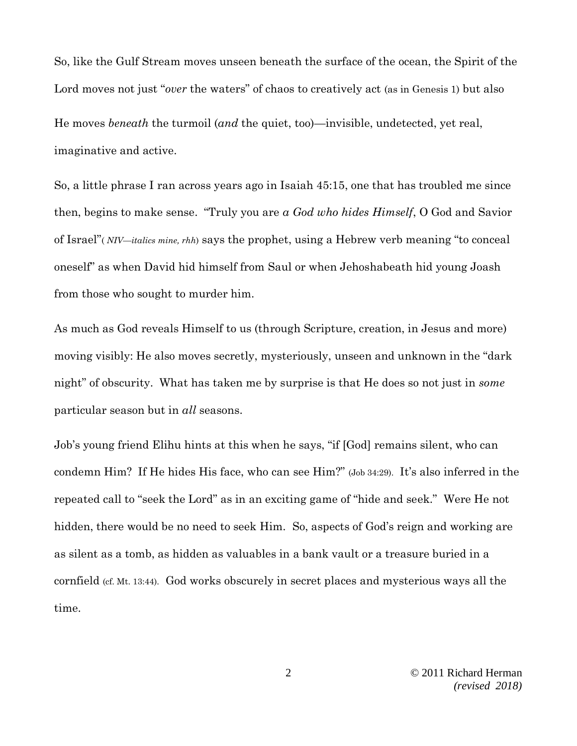So, like the Gulf Stream moves unseen beneath the surface of the ocean, the Spirit of the Lord moves not just "*over* the waters" of chaos to creatively act (as in Genesis 1) but also He moves *beneath* the turmoil (*and* the quiet, too)—invisible, undetected, yet real, imaginative and active.

So, a little phrase I ran across years ago in Isaiah 45:15, one that has troubled me since then, begins to make sense. "Truly you are *a God who hides Himself*, O God and Savior of Israel"( *NIV—italics mine, rhh*) says the prophet, using a Hebrew verb meaning "to conceal oneself" as when David hid himself from Saul or when Jehoshabeath hid young Joash from those who sought to murder him.

As much as God reveals Himself to us (through Scripture, creation, in Jesus and more) moving visibly: He also moves secretly, mysteriously, unseen and unknown in the "dark night" of obscurity. What has taken me by surprise is that He does so not just in *some* particular season but in *all* seasons.

Job's young friend Elihu hints at this when he says, "if [God] remains silent, who can condemn Him? If He hides His face, who can see Him?" (Job 34:29). It's also inferred in the repeated call to "seek the Lord" as in an exciting game of "hide and seek." Were He not hidden, there would be no need to seek Him. So, aspects of God's reign and working are as silent as a tomb, as hidden as valuables in a bank vault or a treasure buried in a cornfield (cf. Mt. 13:44). God works obscurely in secret places and mysterious ways all the time.

© 2011 Richard Herman
*(revised 2018)*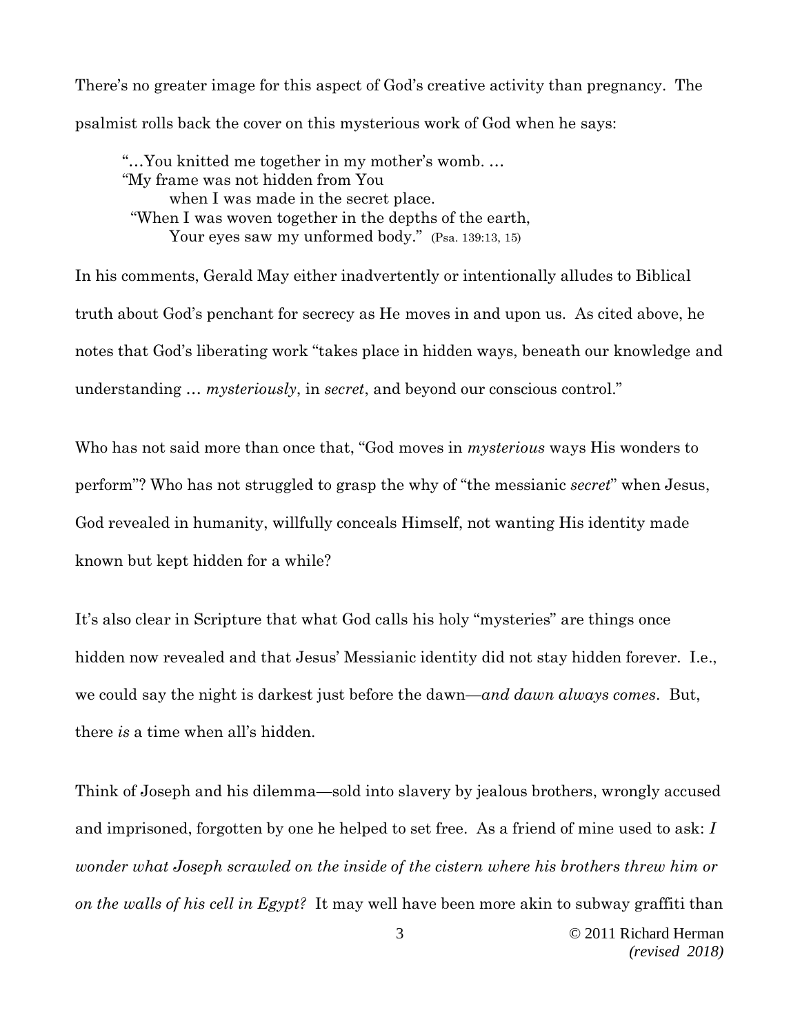There's no greater image for this aspect of God's creative activity than pregnancy. The psalmist rolls back the cover on this mysterious work of God when he says:

> "…You knitted me together in my mother's womb. …
> "My frame was not hidden from You
> when I was made in the secret place.
> "When I was woven together in the depths of the earth,
> Your eyes saw my unformed body." (Psa. 139:13, 15)

In his comments, Gerald May either inadvertently or intentionally alludes to Biblical truth about God's penchant for secrecy as He moves in and upon us. As cited above, he notes that God's liberating work "takes place in hidden ways, beneath our knowledge and understanding … *mysteriously*, in *secret*, and beyond our conscious control."

Who has not said more than once that, "God moves in *mysterious* ways His wonders to perform"? Who has not struggled to grasp the why of "the messianic *secret*" when Jesus, God revealed in humanity, willfully conceals Himself, not wanting His identity made known but kept hidden for a while?

It's also clear in Scripture that what God calls his holy "mysteries" are things once hidden now revealed and that Jesus' Messianic identity did not stay hidden forever. I.e., we could say the night is darkest just before the dawn—*and dawn always comes*. But, there *is* a time when all's hidden.

Think of Joseph and his dilemma—sold into slavery by jealous brothers, wrongly accused and imprisoned, forgotten by one he helped to set free. As a friend of mine used to ask: *I wonder what Joseph scrawled on the inside of the cistern where his brothers threw him or on the walls of his cell in Egypt?* It may well have been more akin to subway graffiti than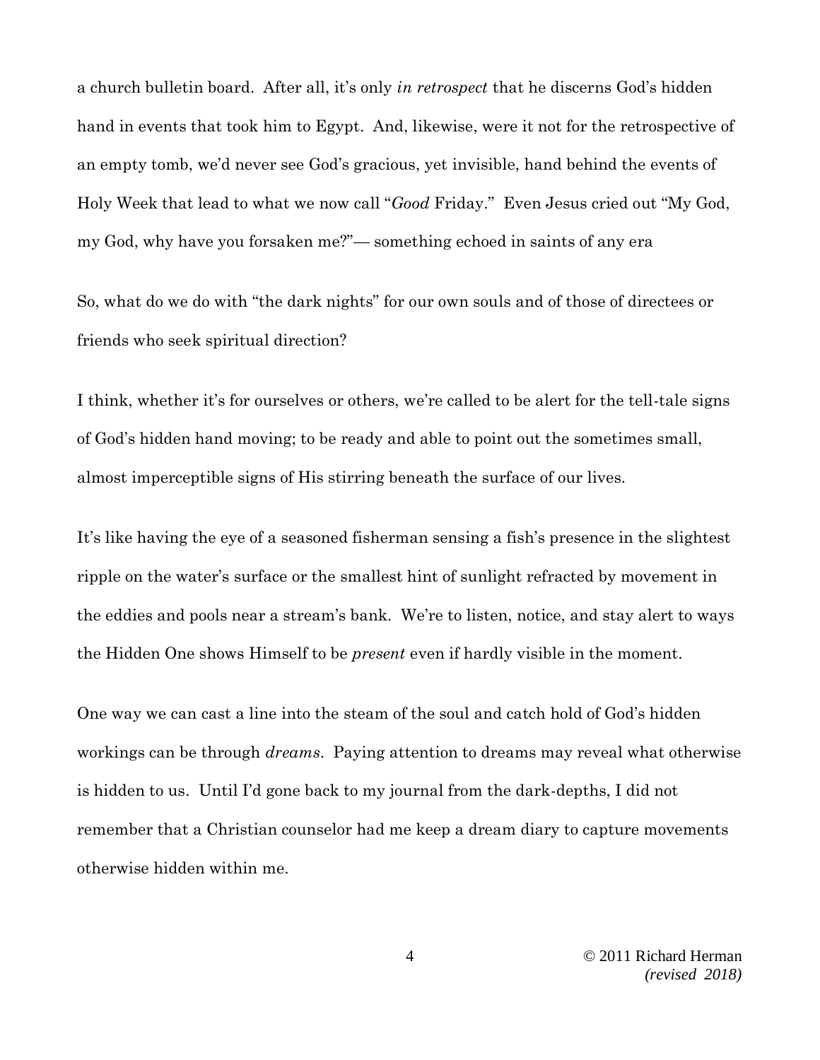a church bulletin board. After all, it's only *in retrospect* that he discerns God's hidden hand in events that took him to Egypt. And, likewise, were it not for the retrospective of an empty tomb, we'd never see God's gracious, yet invisible, hand behind the events of Holy Week that lead to what we now call "*Good* Friday." Even Jesus cried out "My God, my God, why have you forsaken me?"— something echoed in saints of any era

So, what do we do with "the dark nights" for our own souls and of those of directees or friends who seek spiritual direction?

I think, whether it's for ourselves or others, we're called to be alert for the tell-tale signs of God's hidden hand moving; to be ready and able to point out the sometimes small, almost imperceptible signs of His stirring beneath the surface of our lives.

It's like having the eye of a seasoned fisherman sensing a fish's presence in the slightest ripple on the water's surface or the smallest hint of sunlight refracted by movement in the eddies and pools near a stream's bank. We're to listen, notice, and stay alert to ways the Hidden One shows Himself to be *present* even if hardly visible in the moment.

One way we can cast a line into the steam of the soul and catch hold of God's hidden workings can be through *dreams*. Paying attention to dreams may reveal what otherwise is hidden to us. Until I'd gone back to my journal from the dark-depths, I did not remember that a Christian counselor had me keep a dream diary to capture movements otherwise hidden within me.

© 2011 Richard Herman
*(revised 2018)*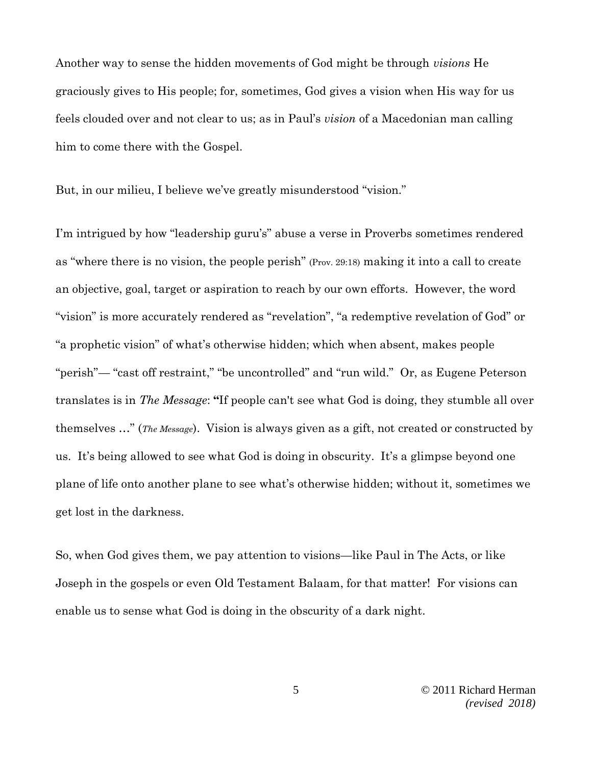Another way to sense the hidden movements of God might be through *visions* He graciously gives to His people; for, sometimes, God gives a vision when His way for us feels clouded over and not clear to us; as in Paul's *vision* of a Macedonian man calling him to come there with the Gospel.

But, in our milieu, I believe we've greatly misunderstood "vision."

I'm intrigued by how "leadership guru's" abuse a verse in Proverbs sometimes rendered as "where there is no vision, the people perish" (Prov. 29:18) making it into a call to create an objective, goal, target or aspiration to reach by our own efforts. However, the word "vision" is more accurately rendered as "revelation", "a redemptive revelation of God" or "a prophetic vision" of what's otherwise hidden; which when absent, makes people "perish"— "cast off restraint," "be uncontrolled" and "run wild." Or, as Eugene Peterson translates is in *The Message*: **"**If people can't see what God is doing, they stumble all over themselves …" (*The Message*). Vision is always given as a gift, not created or constructed by us. It's being allowed to see what God is doing in obscurity. It's a glimpse beyond one plane of life onto another plane to see what's otherwise hidden; without it, sometimes we get lost in the darkness.

So, when God gives them, we pay attention to visions—like Paul in The Acts, or like Joseph in the gospels or even Old Testament Balaam, for that matter! For visions can enable us to sense what God is doing in the obscurity of a dark night.

© 2011 Richard Herman
*(revised 2018)*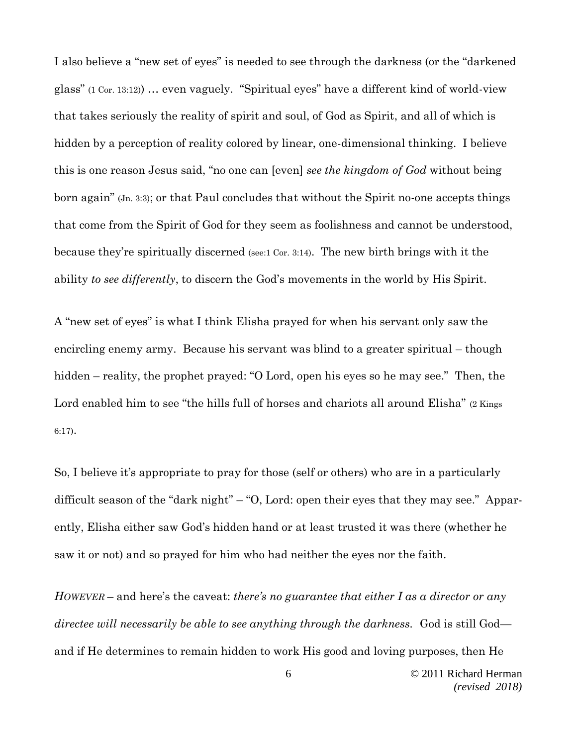I also believe a "new set of eyes" is needed to see through the darkness (or the "darkened glass" (1 Cor. 13:12)) … even vaguely. "Spiritual eyes" have a different kind of world-view that takes seriously the reality of spirit and soul, of God as Spirit, and all of which is hidden by a perception of reality colored by linear, one-dimensional thinking. I believe this is one reason Jesus said, "no one can [even] *see the kingdom of God* without being born again" (Jn. 3:3); or that Paul concludes that without the Spirit no-one accepts things that come from the Spirit of God for they seem as foolishness and cannot be understood, because they're spiritually discerned (see:1 Cor. 3:14). The new birth brings with it the ability *to see differently*, to discern the God's movements in the world by His Spirit.

A "new set of eyes" is what I think Elisha prayed for when his servant only saw the encircling enemy army. Because his servant was blind to a greater spiritual – though hidden – reality, the prophet prayed: "O Lord, open his eyes so he may see." Then, the Lord enabled him to see "the hills full of horses and chariots all around Elisha" (2 Kings 6:17).

So, I believe it's appropriate to pray for those (self or others) who are in a particularly difficult season of the "dark night" – "O, Lord: open their eyes that they may see." Apparently, Elisha either saw God's hidden hand or at least trusted it was there (whether he saw it or not) and so prayed for him who had neither the eyes nor the faith.

*HOWEVER* – and here's the caveat: *there's no guarantee that either I as a director or any directee will necessarily be able to see anything through the darkness.* God is still God—and if He determines to remain hidden to work His good and loving purposes, then He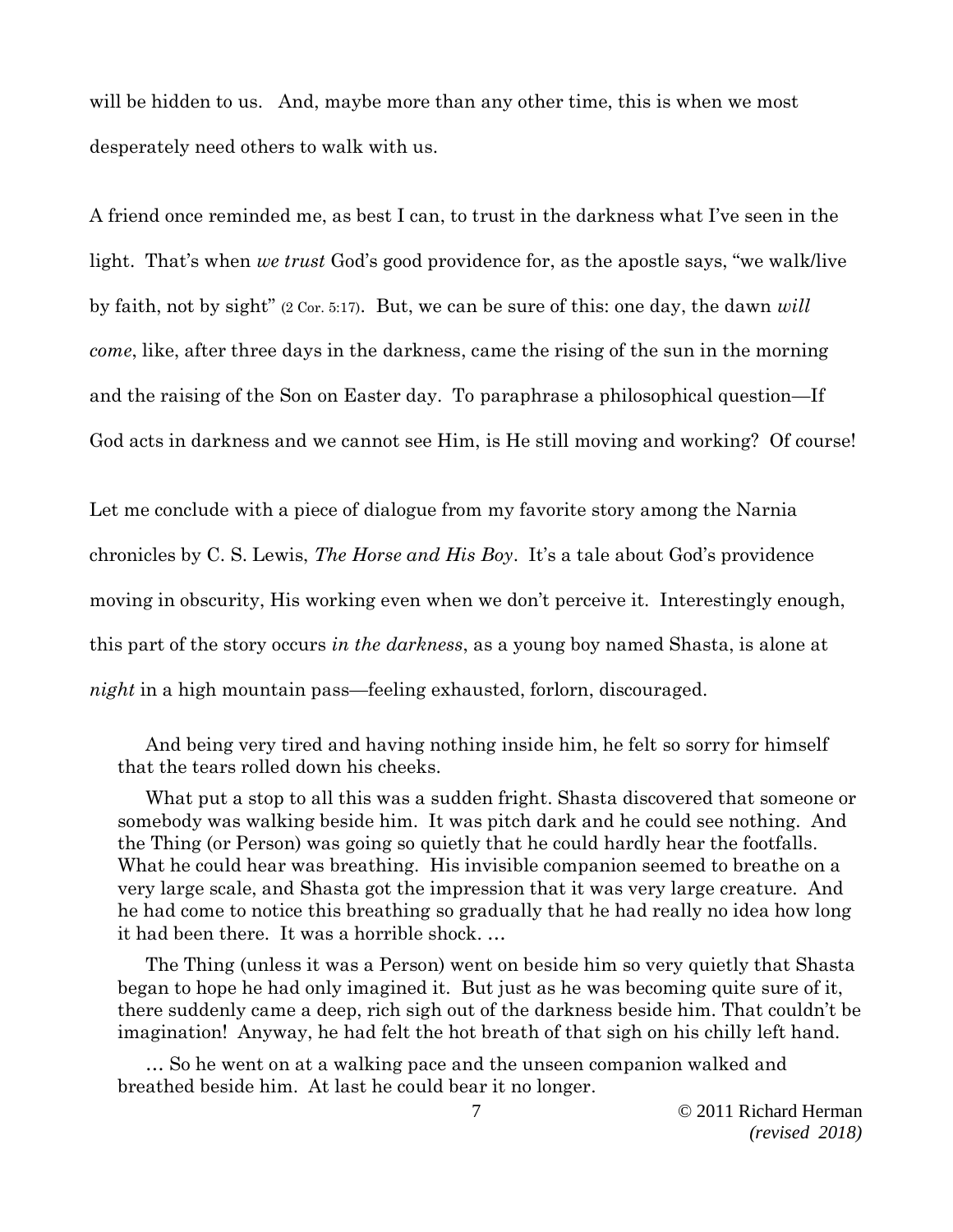will be hidden to us. And, maybe more than any other time, this is when we most desperately need others to walk with us.

A friend once reminded me, as best I can, to trust in the darkness what I've seen in the light. That's when *we trust* God's good providence for, as the apostle says, "we walk/live by faith, not by sight" (2 Cor. 5:17). But, we can be sure of this: one day, the dawn *will come*, like, after three days in the darkness, came the rising of the sun in the morning and the raising of the Son on Easter day. To paraphrase a philosophical question—If God acts in darkness and we cannot see Him, is He still moving and working? Of course!

Let me conclude with a piece of dialogue from my favorite story among the Narnia chronicles by C. S. Lewis, *The Horse and His Boy*. It's a tale about God's providence moving in obscurity, His working even when we don't perceive it. Interestingly enough, this part of the story occurs *in the darkness*, as a young boy named Shasta, is alone at *night* in a high mountain pass—feeling exhausted, forlorn, discouraged.

> And being very tired and having nothing inside him, he felt so sorry for himself that the tears rolled down his cheeks.
>
> What put a stop to all this was a sudden fright. Shasta discovered that someone or somebody was walking beside him. It was pitch dark and he could see nothing. And the Thing (or Person) was going so quietly that he could hardly hear the footfalls. What he could hear was breathing. His invisible companion seemed to breathe on a very large scale, and Shasta got the impression that it was very large creature. And he had come to notice this breathing so gradually that he had really no idea how long it had been there. It was a horrible shock. …
>
> The Thing (unless it was a Person) went on beside him so very quietly that Shasta began to hope he had only imagined it. But just as he was becoming quite sure of it, there suddenly came a deep, rich sigh out of the darkness beside him. That couldn't be imagination! Anyway, he had felt the hot breath of that sigh on his chilly left hand.
>
> … So he went on at a walking pace and the unseen companion walked and breathed beside him. At last he could bear it no longer.

© 2011 Richard Herman *(revised 2018)*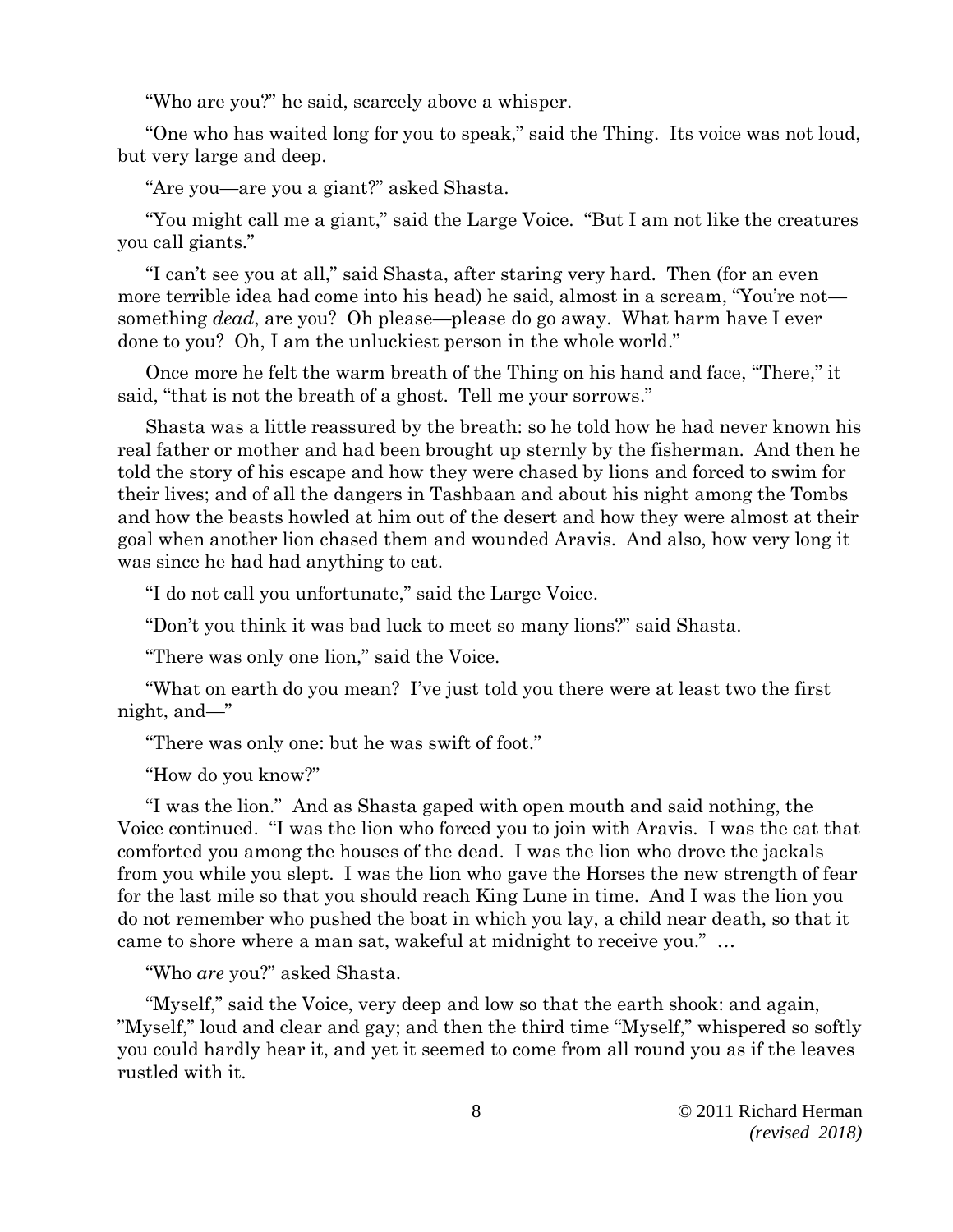"Who are you?" he said, scarcely above a whisper.

"One who has waited long for you to speak," said the Thing. Its voice was not loud, but very large and deep.

"Are you—are you a giant?" asked Shasta.

"You might call me a giant," said the Large Voice. "But I am not like the creatures you call giants."

"I can't see you at all," said Shasta, after staring very hard. Then (for an even more terrible idea had come into his head) he said, almost in a scream, "You're not—something *dead*, are you? Oh please—please do go away. What harm have I ever done to you? Oh, I am the unluckiest person in the whole world."

Once more he felt the warm breath of the Thing on his hand and face, "There," it said, "that is not the breath of a ghost. Tell me your sorrows."

Shasta was a little reassured by the breath: so he told how he had never known his real father or mother and had been brought up sternly by the fisherman. And then he told the story of his escape and how they were chased by lions and forced to swim for their lives; and of all the dangers in Tashbaan and about his night among the Tombs and how the beasts howled at him out of the desert and how they were almost at their goal when another lion chased them and wounded Aravis. And also, how very long it was since he had had anything to eat.

"I do not call you unfortunate," said the Large Voice.

"Don't you think it was bad luck to meet so many lions?" said Shasta.

"There was only one lion," said the Voice.

"What on earth do you mean? I've just told you there were at least two the first night, and—"

"There was only one: but he was swift of foot."

"How do you know?"

"I was the lion." And as Shasta gaped with open mouth and said nothing, the Voice continued. "I was the lion who forced you to join with Aravis. I was the cat that comforted you among the houses of the dead. I was the lion who drove the jackals from you while you slept. I was the lion who gave the Horses the new strength of fear for the last mile so that you should reach King Lune in time. And I was the lion you do not remember who pushed the boat in which you lay, a child near death, so that it came to shore where a man sat, wakeful at midnight to receive you." …

"Who *are* you?" asked Shasta.

"Myself," said the Voice, very deep and low so that the earth shook: and again, "Myself," loud and clear and gay; and then the third time "Myself," whispered so softly you could hardly hear it, and yet it seemed to come from all round you as if the leaves rustled with it.

© 2011 Richard Herman
*(revised 2018)*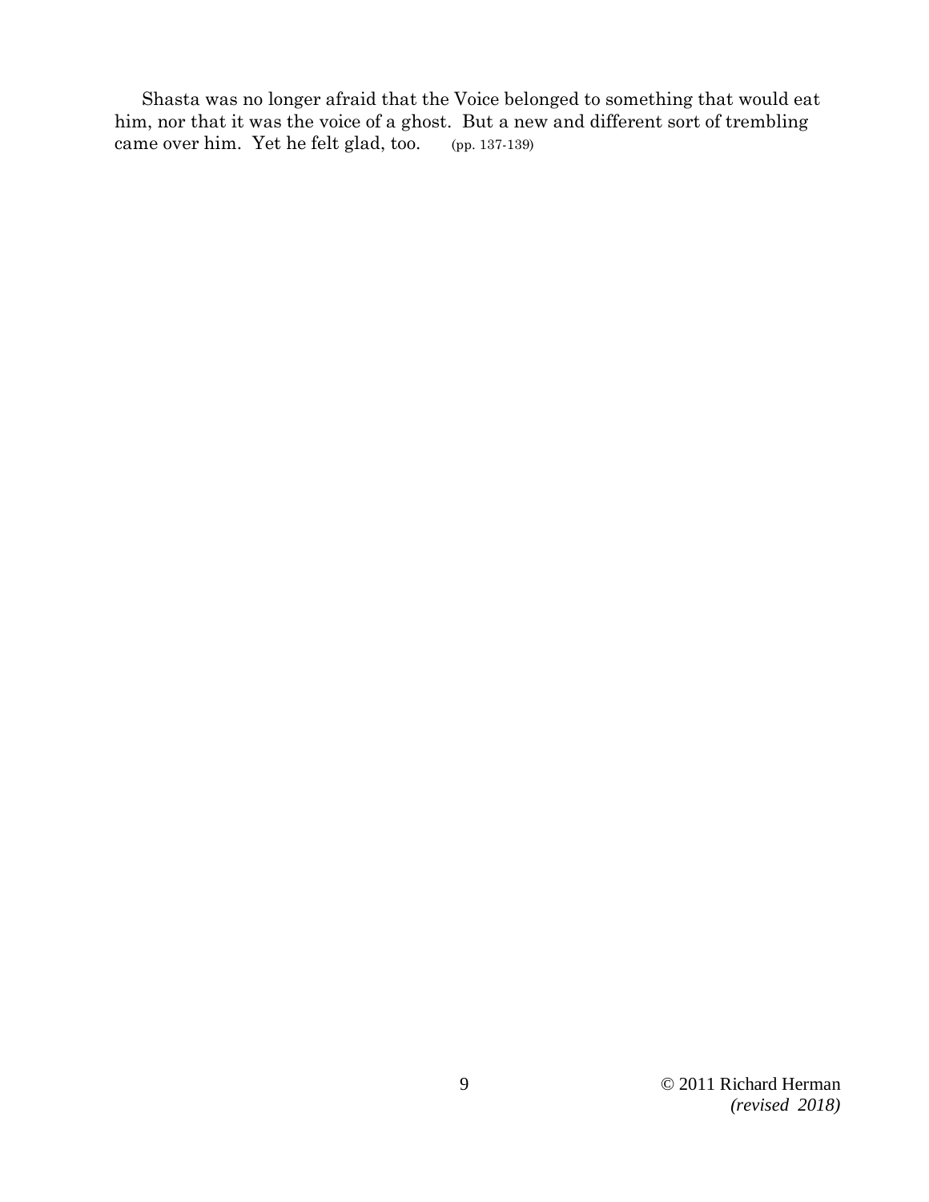Shasta was no longer afraid that the Voice belonged to something that would eat him, nor that it was the voice of a ghost. But a new and different sort of trembling came over him. Yet he felt glad, too. (pp. 137-139)

© 2011 Richard Herman
*(revised 2018)*